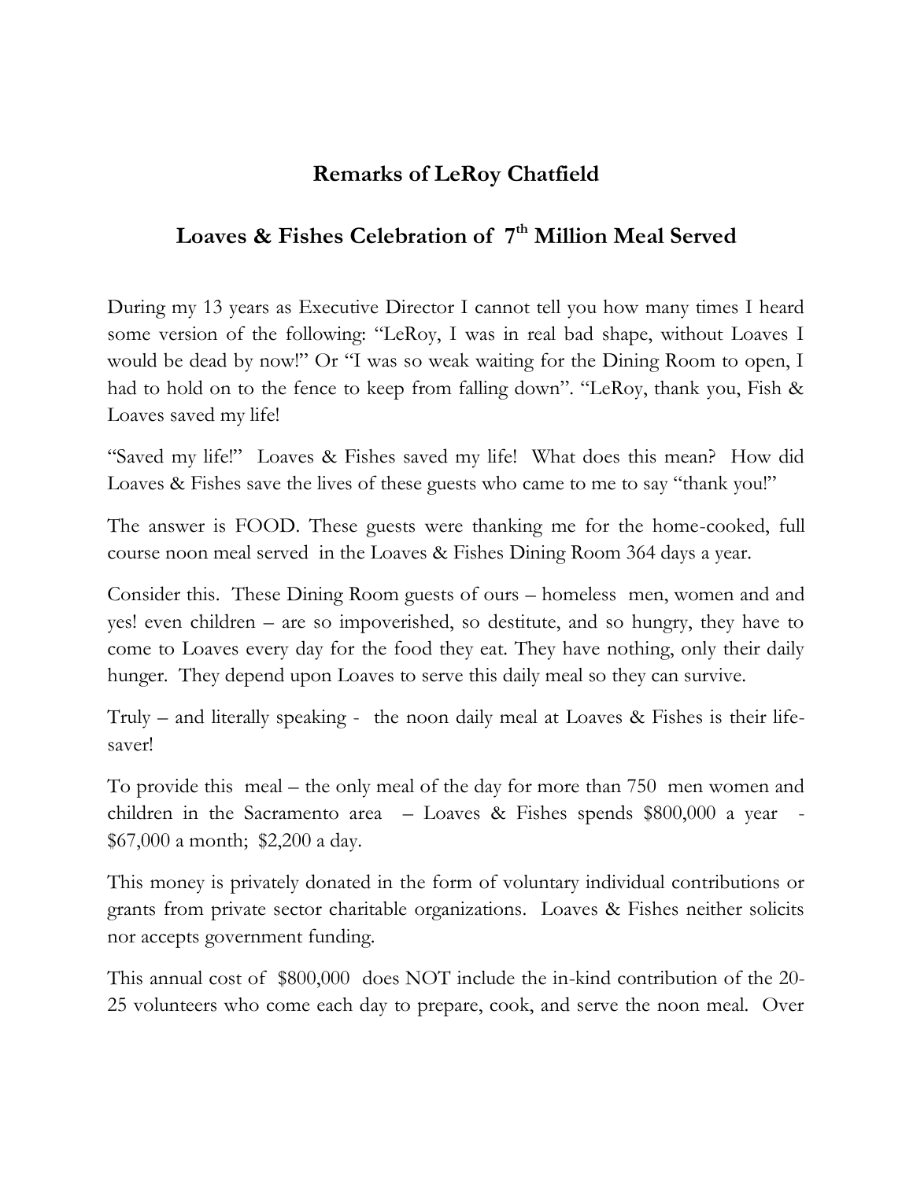# Remarks of LeRoy Chatfield

## Loaves & Fishes Celebration of 7th Million Meal Served

During my 13 years as Executive Director I cannot tell you how many times I heard some version of the following: "LeRoy, I was in real bad shape, without Loaves I would be dead by now!" Or "I was so weak waiting for the Dining Room to open, I had to hold on to the fence to keep from falling down". "LeRoy, thank you, Fish & Loaves saved my life!

"Saved my life!" Loaves & Fishes saved my life! What does this mean? How did Loaves & Fishes save the lives of these guests who came to me to say "thank you!"

The answer is FOOD. These guests were thanking me for the home-cooked, full course noon meal served in the Loaves & Fishes Dining Room 364 days a year.

Consider this. These Dining Room guests of ours – homeless men, women and and yes! even children – are so impoverished, so destitute, and so hungry, they have to come to Loaves every day for the food they eat. They have nothing, only their daily hunger. They depend upon Loaves to serve this daily meal so they can survive.

Truly – and literally speaking - the noon daily meal at Loaves & Fishes is their life-saver!

To provide this meal – the only meal of the day for more than 750 men women and children in the Sacramento area – Loaves & Fishes spends $800,000 a year - $67,000 a month; $2,200 a day.

This money is privately donated in the form of voluntary individual contributions or grants from private sector charitable organizations. Loaves & Fishes neither solicits nor accepts government funding.

This annual cost of $800,000 does NOT include the in-kind contribution of the 20-25 volunteers who come each day to prepare, cook, and serve the noon meal. Over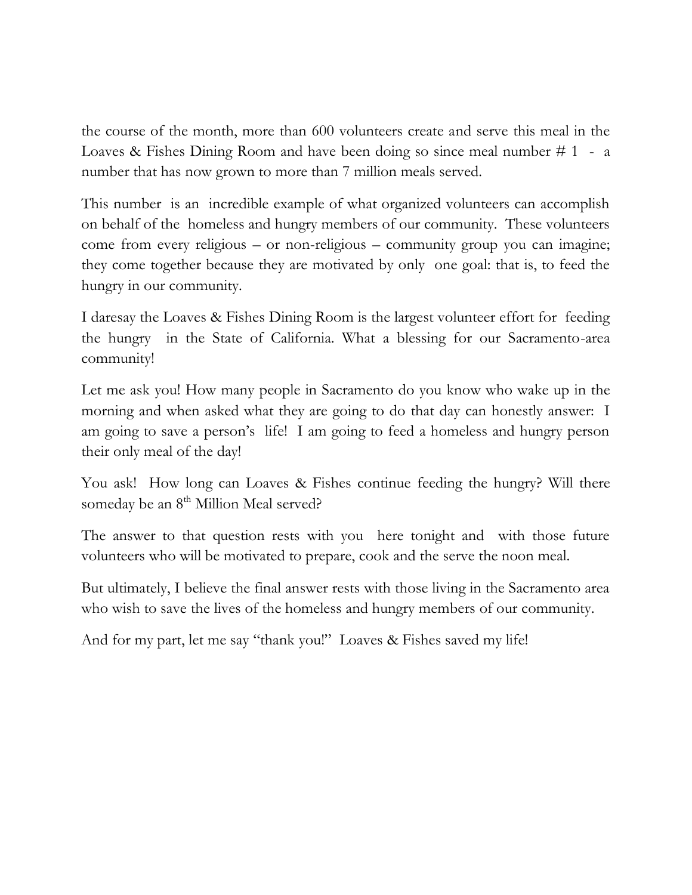the course of the month, more than 600 volunteers create and serve this meal in the Loaves & Fishes Dining Room and have been doing so since meal number # 1 - a number that has now grown to more than 7 million meals served.

This number is an incredible example of what organized volunteers can accomplish on behalf of the homeless and hungry members of our community. These volunteers come from every religious – or non-religious – community group you can imagine; they come together because they are motivated by only one goal: that is, to feed the hungry in our community.

I daresay the Loaves & Fishes Dining Room is the largest volunteer effort for feeding the hungry in the State of California. What a blessing for our Sacramento-area community!

Let me ask you! How many people in Sacramento do you know who wake up in the morning and when asked what they are going to do that day can honestly answer: I am going to save a person's life! I am going to feed a homeless and hungry person their only meal of the day!

You ask! How long can Loaves & Fishes continue feeding the hungry? Will there someday be an 8th Million Meal served?

The answer to that question rests with you here tonight and with those future volunteers who will be motivated to prepare, cook and the serve the noon meal.

But ultimately, I believe the final answer rests with those living in the Sacramento area who wish to save the lives of the homeless and hungry members of our community.

And for my part, let me say "thank you!" Loaves & Fishes saved my life!